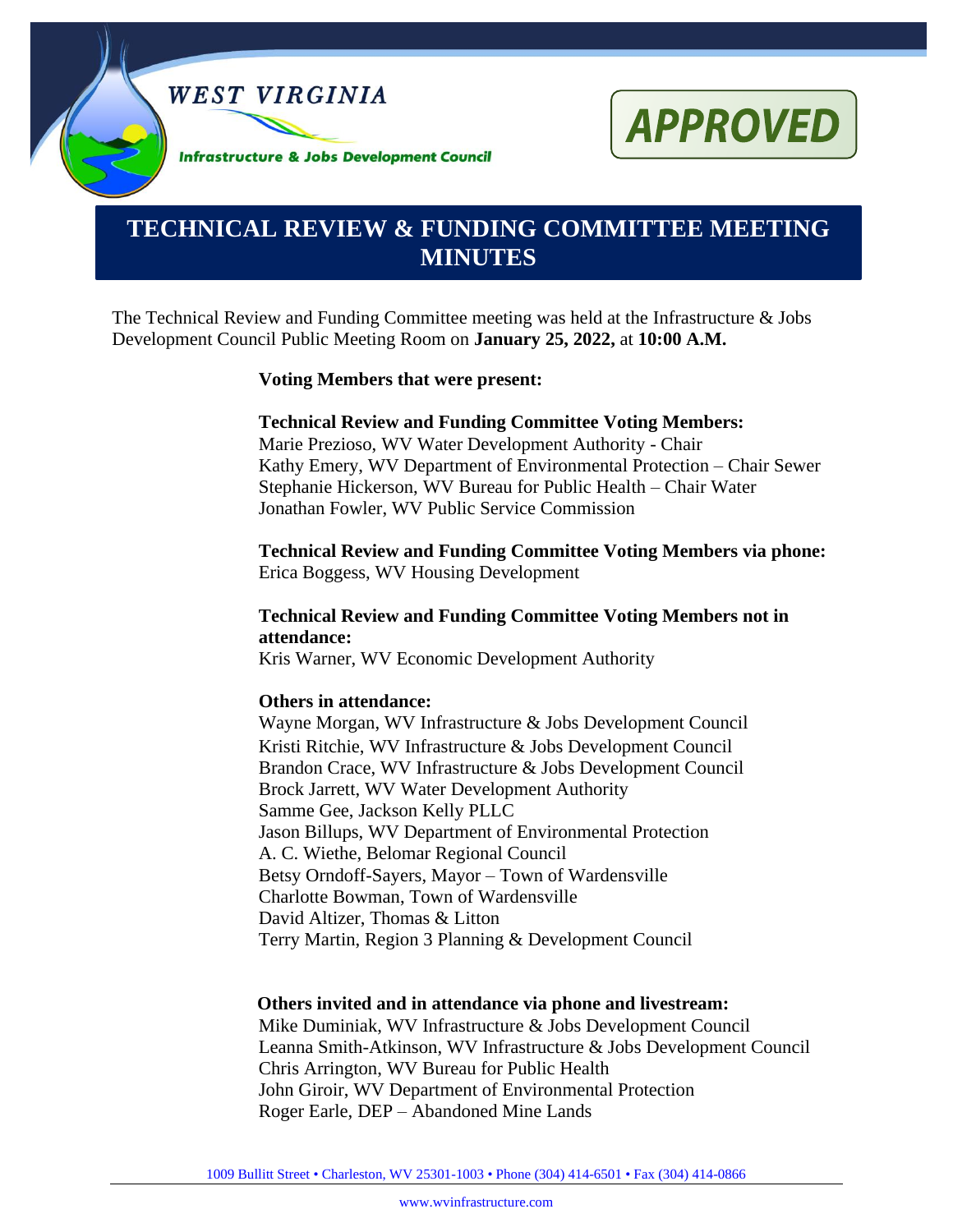WEST VIRGINIA

Infrastructure & Jobs Development Council

APPROVED

# TECHNICAL REVIEW & FUNDING COMMITTEE MEETING MINUTES

The Technical Review and Funding Committee meeting was held at the Infrastructure & Jobs Development Council Public Meeting Room on **January 25, 2022,** at **10:00 A.M.**

**Voting Members that were present:**

**Technical Review and Funding Committee Voting Members:**
Marie Prezioso, WV Water Development Authority - Chair
Kathy Emery, WV Department of Environmental Protection – Chair Sewer
Stephanie Hickerson, WV Bureau for Public Health – Chair Water
Jonathan Fowler, WV Public Service Commission

**Technical Review and Funding Committee Voting Members via phone:**
Erica Boggess, WV Housing Development

**Technical Review and Funding Committee Voting Members not in attendance:**
Kris Warner, WV Economic Development Authority

**Others in attendance:**
Wayne Morgan, WV Infrastructure & Jobs Development Council
Kristi Ritchie, WV Infrastructure & Jobs Development Council
Brandon Crace, WV Infrastructure & Jobs Development Council
Brock Jarrett, WV Water Development Authority
Samme Gee, Jackson Kelly PLLC
Jason Billups, WV Department of Environmental Protection
A. C. Wiethe, Belomar Regional Council
Betsy Orndoff-Sayers, Mayor – Town of Wardensville
Charlotte Bowman, Town of Wardensville
David Altizer, Thomas & Litton
Terry Martin, Region 3 Planning & Development Council

**Others invited and in attendance via phone and livestream:**
Mike Duminiak, WV Infrastructure & Jobs Development Council
Leanna Smith-Atkinson, WV Infrastructure & Jobs Development Council
Chris Arrington, WV Bureau for Public Health
John Giroir, WV Department of Environmental Protection
Roger Earle, DEP – Abandoned Mine Lands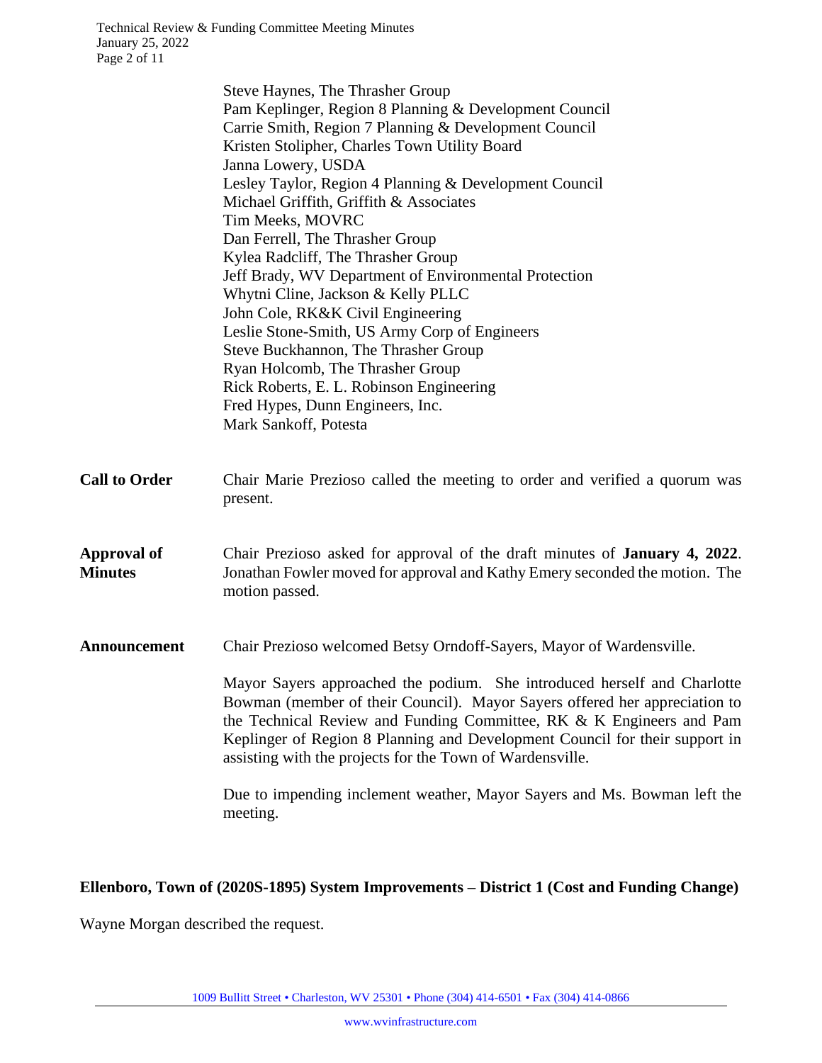Steve Haynes, The Thrasher Group
Pam Keplinger, Region 8 Planning & Development Council
Carrie Smith, Region 7 Planning & Development Council
Kristen Stolipher, Charles Town Utility Board
Janna Lowery, USDA
Lesley Taylor, Region 4 Planning & Development Council
Michael Griffith, Griffith & Associates
Tim Meeks, MOVRC
Dan Ferrell, The Thrasher Group
Kylea Radcliff, The Thrasher Group
Jeff Brady, WV Department of Environmental Protection
Whytni Cline, Jackson & Kelly PLLC
John Cole, RK&K Civil Engineering
Leslie Stone-Smith, US Army Corp of Engineers
Steve Buckhannon, The Thrasher Group
Ryan Holcomb, The Thrasher Group
Rick Roberts, E. L. Robinson Engineering
Fred Hypes, Dunn Engineers, Inc.
Mark Sankoff, Potesta

**Call to Order**

Chair Marie Prezioso called the meeting to order and verified a quorum was present.

**Approval of Minutes**

Chair Prezioso asked for approval of the draft minutes of **January 4, 2022**. Jonathan Fowler moved for approval and Kathy Emery seconded the motion. The motion passed.

**Announcement**

Chair Prezioso welcomed Betsy Orndoff-Sayers, Mayor of Wardensville.

Mayor Sayers approached the podium. She introduced herself and Charlotte Bowman (member of their Council). Mayor Sayers offered her appreciation to the Technical Review and Funding Committee, RK & K Engineers and Pam Keplinger of Region 8 Planning and Development Council for their support in assisting with the projects for the Town of Wardensville.

Due to impending inclement weather, Mayor Sayers and Ms. Bowman left the meeting.

**Ellenboro, Town of (2020S-1895) System Improvements – District 1 (Cost and Funding Change)**

Wayne Morgan described the request.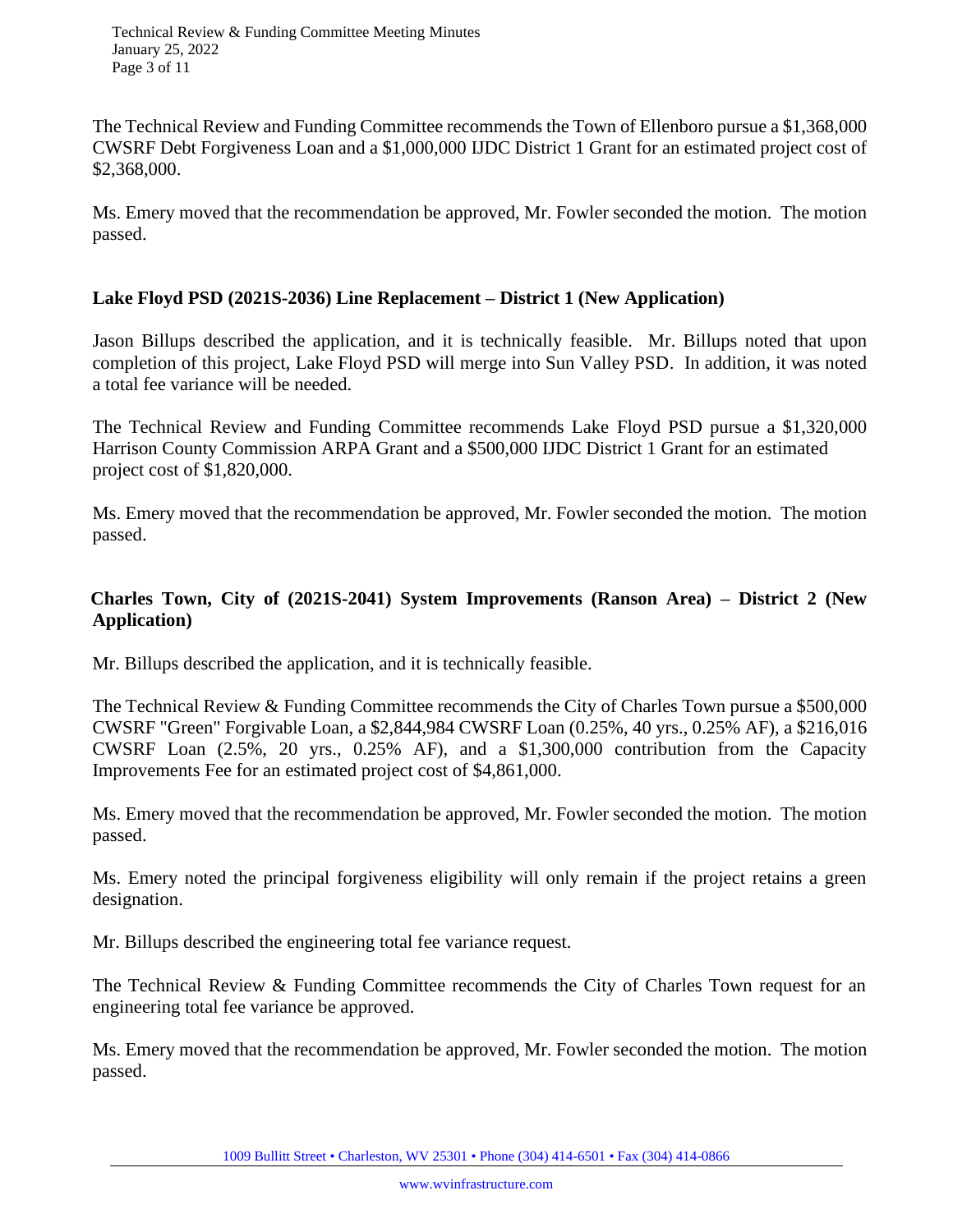The Technical Review and Funding Committee recommends the Town of Ellenboro pursue a $1,368,000 CWSRF Debt Forgiveness Loan and a $1,000,000 IJDC District 1 Grant for an estimated project cost of $2,368,000.

Ms. Emery moved that the recommendation be approved, Mr. Fowler seconded the motion. The motion passed.

**Lake Floyd PSD (2021S-2036) Line Replacement – District 1 (New Application)**

Jason Billups described the application, and it is technically feasible. Mr. Billups noted that upon completion of this project, Lake Floyd PSD will merge into Sun Valley PSD. In addition, it was noted a total fee variance will be needed.

The Technical Review and Funding Committee recommends Lake Floyd PSD pursue a $1,320,000 Harrison County Commission ARPA Grant and a $500,000 IJDC District 1 Grant for an estimated project cost of $1,820,000.

Ms. Emery moved that the recommendation be approved, Mr. Fowler seconded the motion. The motion passed.

**Charles Town, City of (2021S-2041) System Improvements (Ranson Area) – District 2 (New Application)**

Mr. Billups described the application, and it is technically feasible.

The Technical Review & Funding Committee recommends the City of Charles Town pursue a $500,000 CWSRF "Green" Forgivable Loan, a $2,844,984 CWSRF Loan (0.25%, 40 yrs., 0.25% AF), a $216,016 CWSRF Loan (2.5%, 20 yrs., 0.25% AF), and a $1,300,000 contribution from the Capacity Improvements Fee for an estimated project cost of $4,861,000.

Ms. Emery moved that the recommendation be approved, Mr. Fowler seconded the motion. The motion passed.

Ms. Emery noted the principal forgiveness eligibility will only remain if the project retains a green designation.

Mr. Billups described the engineering total fee variance request.

The Technical Review & Funding Committee recommends the City of Charles Town request for an engineering total fee variance be approved.

Ms. Emery moved that the recommendation be approved, Mr. Fowler seconded the motion. The motion passed.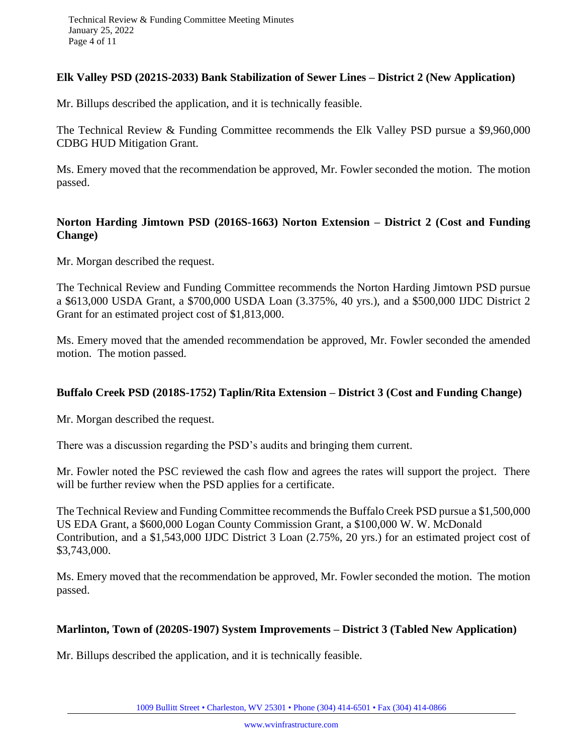**Elk Valley PSD (2021S-2033) Bank Stabilization of Sewer Lines – District 2 (New Application)**

Mr. Billups described the application, and it is technically feasible.

The Technical Review & Funding Committee recommends the Elk Valley PSD pursue a $9,960,000 CDBG HUD Mitigation Grant.

Ms. Emery moved that the recommendation be approved, Mr. Fowler seconded the motion. The motion passed.

**Norton Harding Jimtown PSD (2016S-1663) Norton Extension – District 2 (Cost and Funding Change)**

Mr. Morgan described the request.

The Technical Review and Funding Committee recommends the Norton Harding Jimtown PSD pursue a $613,000 USDA Grant, a $700,000 USDA Loan (3.375%, 40 yrs.), and a $500,000 IJDC District 2 Grant for an estimated project cost of $1,813,000.

Ms. Emery moved that the amended recommendation be approved, Mr. Fowler seconded the amended motion. The motion passed.

**Buffalo Creek PSD (2018S-1752) Taplin/Rita Extension – District 3 (Cost and Funding Change)**

Mr. Morgan described the request.

There was a discussion regarding the PSD's audits and bringing them current.

Mr. Fowler noted the PSC reviewed the cash flow and agrees the rates will support the project. There will be further review when the PSD applies for a certificate.

The Technical Review and Funding Committee recommends the Buffalo Creek PSD pursue a $1,500,000 US EDA Grant, a $600,000 Logan County Commission Grant, a $100,000 W. W. McDonald Contribution, and a $1,543,000 IJDC District 3 Loan (2.75%, 20 yrs.) for an estimated project cost of $3,743,000.

Ms. Emery moved that the recommendation be approved, Mr. Fowler seconded the motion. The motion passed.

**Marlinton, Town of (2020S-1907) System Improvements – District 3 (Tabled New Application)**

Mr. Billups described the application, and it is technically feasible.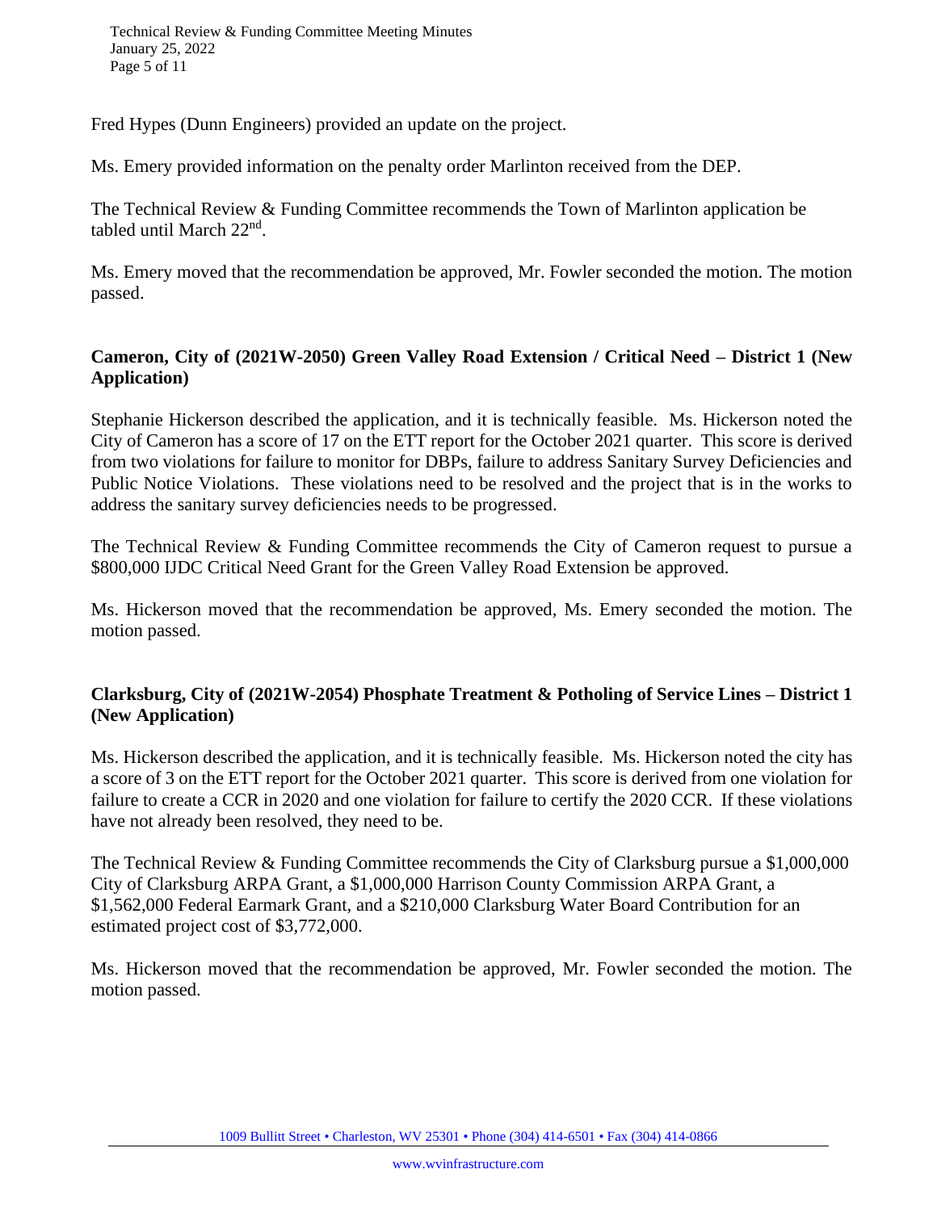Fred Hypes (Dunn Engineers) provided an update on the project.

Ms. Emery provided information on the penalty order Marlinton received from the DEP.

The Technical Review & Funding Committee recommends the Town of Marlinton application be tabled until March 22nd.

Ms. Emery moved that the recommendation be approved, Mr. Fowler seconded the motion. The motion passed.

**Cameron, City of (2021W-2050) Green Valley Road Extension / Critical Need – District 1 (New Application)**

Stephanie Hickerson described the application, and it is technically feasible. Ms. Hickerson noted the City of Cameron has a score of 17 on the ETT report for the October 2021 quarter. This score is derived from two violations for failure to monitor for DBPs, failure to address Sanitary Survey Deficiencies and Public Notice Violations. These violations need to be resolved and the project that is in the works to address the sanitary survey deficiencies needs to be progressed.

The Technical Review & Funding Committee recommends the City of Cameron request to pursue a $800,000 IJDC Critical Need Grant for the Green Valley Road Extension be approved.

Ms. Hickerson moved that the recommendation be approved, Ms. Emery seconded the motion. The motion passed.

**Clarksburg, City of (2021W-2054) Phosphate Treatment & Potholing of Service Lines – District 1 (New Application)**

Ms. Hickerson described the application, and it is technically feasible. Ms. Hickerson noted the city has a score of 3 on the ETT report for the October 2021 quarter. This score is derived from one violation for failure to create a CCR in 2020 and one violation for failure to certify the 2020 CCR. If these violations have not already been resolved, they need to be.

The Technical Review & Funding Committee recommends the City of Clarksburg pursue a $1,000,000 City of Clarksburg ARPA Grant, a $1,000,000 Harrison County Commission ARPA Grant, a $1,562,000 Federal Earmark Grant, and a $210,000 Clarksburg Water Board Contribution for an estimated project cost of $3,772,000.

Ms. Hickerson moved that the recommendation be approved, Mr. Fowler seconded the motion. The motion passed.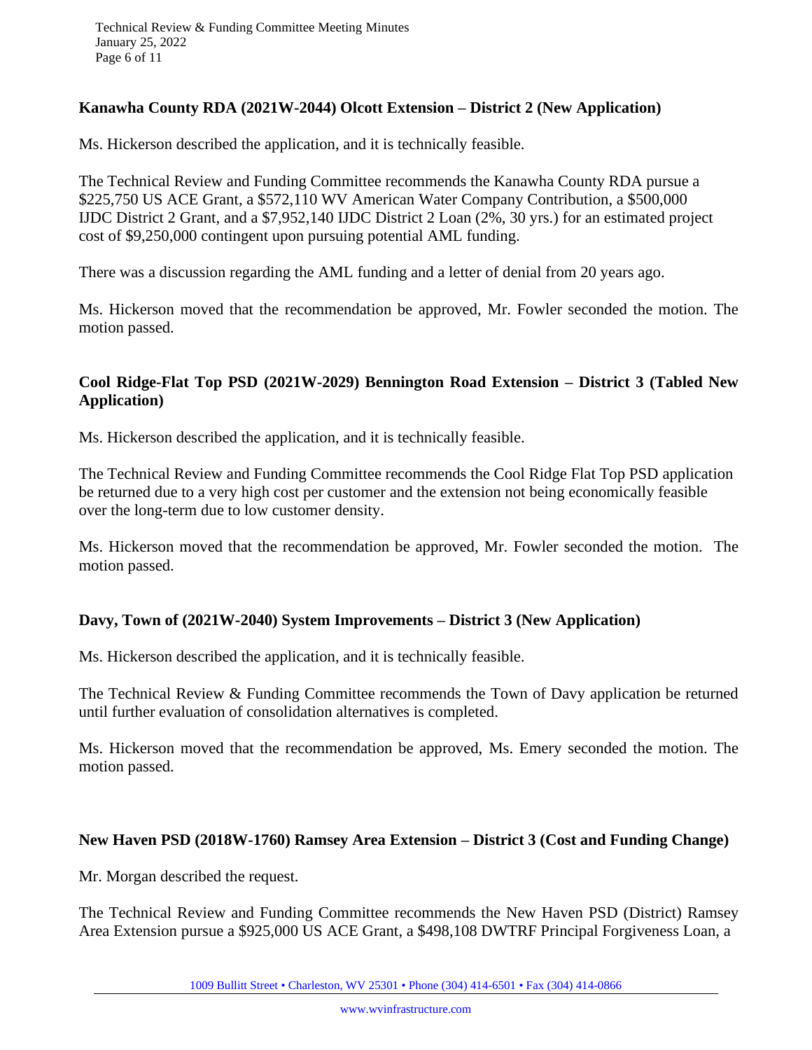**Kanawha County RDA (2021W-2044) Olcott Extension – District 2 (New Application)**

Ms. Hickerson described the application, and it is technically feasible.

The Technical Review and Funding Committee recommends the Kanawha County RDA pursue a $225,750 US ACE Grant, a $572,110 WV American Water Company Contribution, a $500,000 IJDC District 2 Grant, and a $7,952,140 IJDC District 2 Loan (2%, 30 yrs.) for an estimated project cost of $9,250,000 contingent upon pursuing potential AML funding.

There was a discussion regarding the AML funding and a letter of denial from 20 years ago.

Ms. Hickerson moved that the recommendation be approved, Mr. Fowler seconded the motion. The motion passed.

**Cool Ridge-Flat Top PSD (2021W-2029) Bennington Road Extension – District 3 (Tabled New Application)**

Ms. Hickerson described the application, and it is technically feasible.

The Technical Review and Funding Committee recommends the Cool Ridge Flat Top PSD application be returned due to a very high cost per customer and the extension not being economically feasible over the long-term due to low customer density.

Ms. Hickerson moved that the recommendation be approved, Mr. Fowler seconded the motion. The motion passed.

**Davy, Town of (2021W-2040) System Improvements – District 3 (New Application)**

Ms. Hickerson described the application, and it is technically feasible.

The Technical Review & Funding Committee recommends the Town of Davy application be returned until further evaluation of consolidation alternatives is completed.

Ms. Hickerson moved that the recommendation be approved, Ms. Emery seconded the motion. The motion passed.

**New Haven PSD (2018W-1760) Ramsey Area Extension – District 3 (Cost and Funding Change)**

Mr. Morgan described the request.

The Technical Review and Funding Committee recommends the New Haven PSD (District) Ramsey Area Extension pursue a $925,000 US ACE Grant, a $498,108 DWTRF Principal Forgiveness Loan, a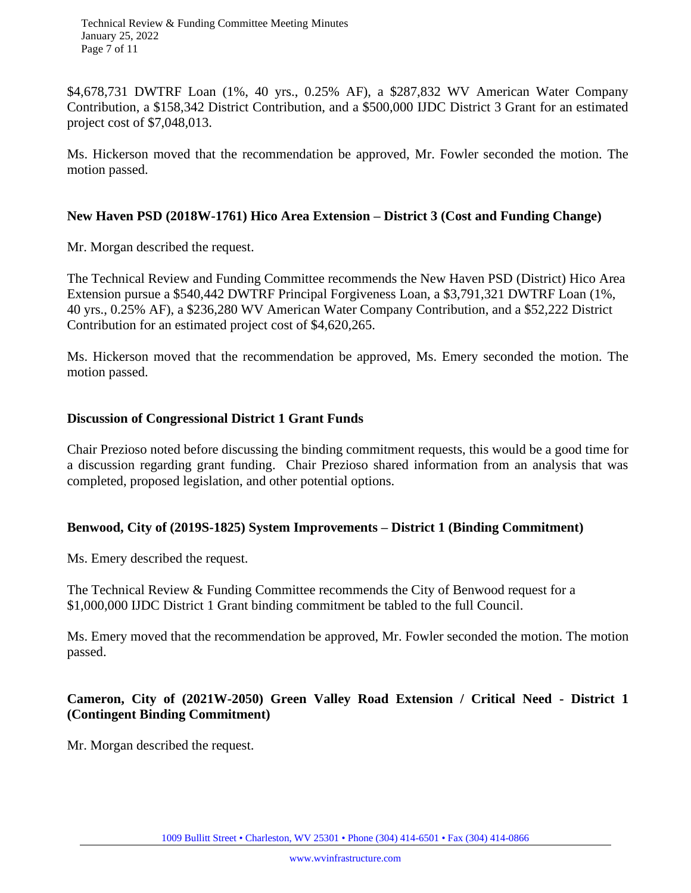$4,678,731 DWTRF Loan (1%, 40 yrs., 0.25% AF), a $287,832 WV American Water Company Contribution, a $158,342 District Contribution, and a $500,000 IJDC District 3 Grant for an estimated project cost of $7,048,013.

Ms. Hickerson moved that the recommendation be approved, Mr. Fowler seconded the motion. The motion passed.

**New Haven PSD (2018W-1761) Hico Area Extension – District 3 (Cost and Funding Change)**

Mr. Morgan described the request.

The Technical Review and Funding Committee recommends the New Haven PSD (District) Hico Area Extension pursue a $540,442 DWTRF Principal Forgiveness Loan, a $3,791,321 DWTRF Loan (1%, 40 yrs., 0.25% AF), a $236,280 WV American Water Company Contribution, and a $52,222 District Contribution for an estimated project cost of $4,620,265.

Ms. Hickerson moved that the recommendation be approved, Ms. Emery seconded the motion. The motion passed.

**Discussion of Congressional District 1 Grant Funds**

Chair Prezioso noted before discussing the binding commitment requests, this would be a good time for a discussion regarding grant funding. Chair Prezioso shared information from an analysis that was completed, proposed legislation, and other potential options.

**Benwood, City of (2019S-1825) System Improvements – District 1 (Binding Commitment)**

Ms. Emery described the request.

The Technical Review & Funding Committee recommends the City of Benwood request for a $1,000,000 IJDC District 1 Grant binding commitment be tabled to the full Council.

Ms. Emery moved that the recommendation be approved, Mr. Fowler seconded the motion. The motion passed.

**Cameron, City of (2021W-2050) Green Valley Road Extension / Critical Need - District 1 (Contingent Binding Commitment)**

Mr. Morgan described the request.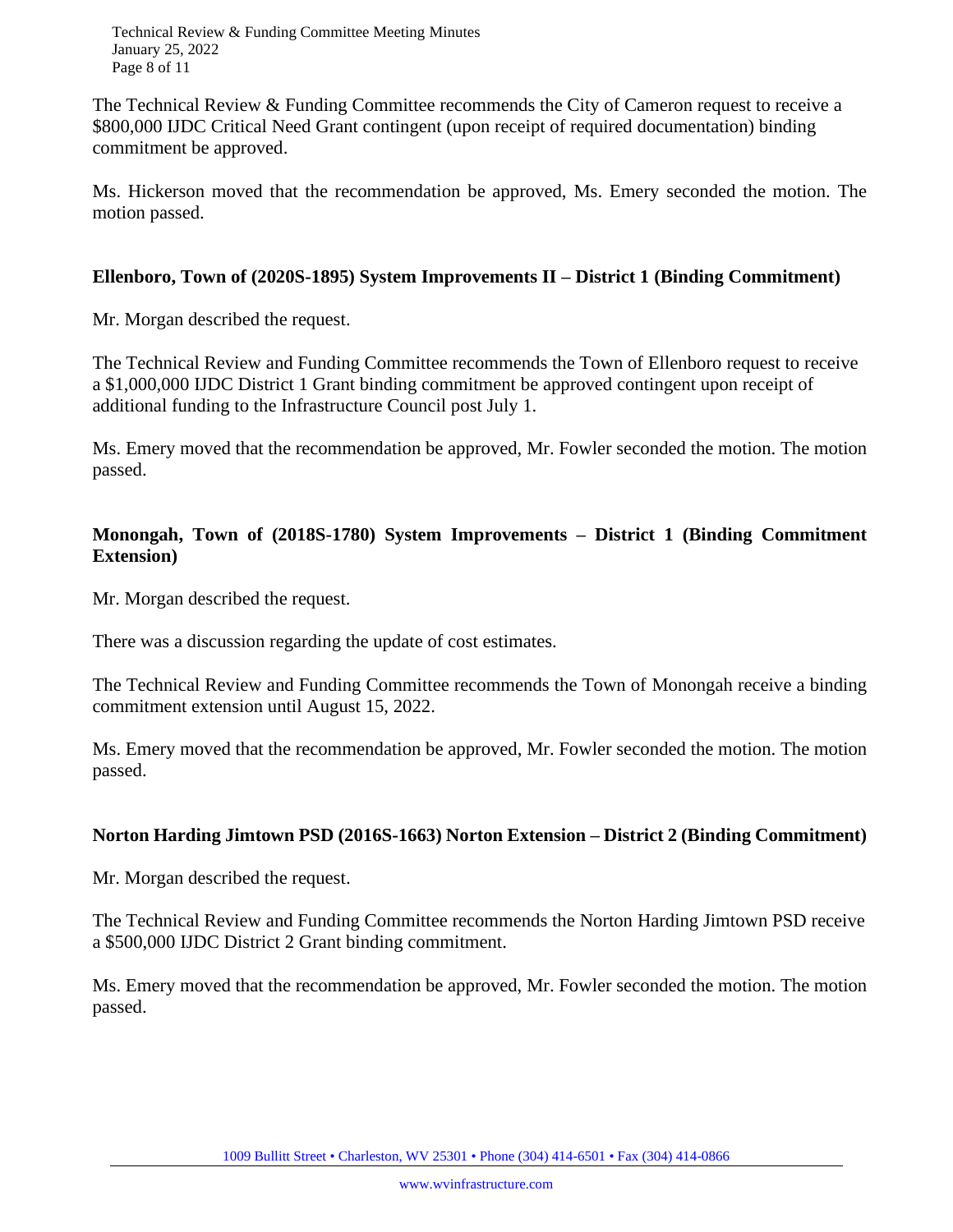The Technical Review & Funding Committee recommends the City of Cameron request to receive a $800,000 IJDC Critical Need Grant contingent (upon receipt of required documentation) binding commitment be approved.

Ms. Hickerson moved that the recommendation be approved, Ms. Emery seconded the motion. The motion passed.

**Ellenboro, Town of (2020S-1895) System Improvements II – District 1 (Binding Commitment)**

Mr. Morgan described the request.

The Technical Review and Funding Committee recommends the Town of Ellenboro request to receive a $1,000,000 IJDC District 1 Grant binding commitment be approved contingent upon receipt of additional funding to the Infrastructure Council post July 1.

Ms. Emery moved that the recommendation be approved, Mr. Fowler seconded the motion. The motion passed.

**Monongah, Town of (2018S-1780) System Improvements – District 1 (Binding Commitment Extension)**

Mr. Morgan described the request.

There was a discussion regarding the update of cost estimates.

The Technical Review and Funding Committee recommends the Town of Monongah receive a binding commitment extension until August 15, 2022.

Ms. Emery moved that the recommendation be approved, Mr. Fowler seconded the motion. The motion passed.

**Norton Harding Jimtown PSD (2016S-1663) Norton Extension – District 2 (Binding Commitment)**

Mr. Morgan described the request.

The Technical Review and Funding Committee recommends the Norton Harding Jimtown PSD receive a $500,000 IJDC District 2 Grant binding commitment.

Ms. Emery moved that the recommendation be approved, Mr. Fowler seconded the motion. The motion passed.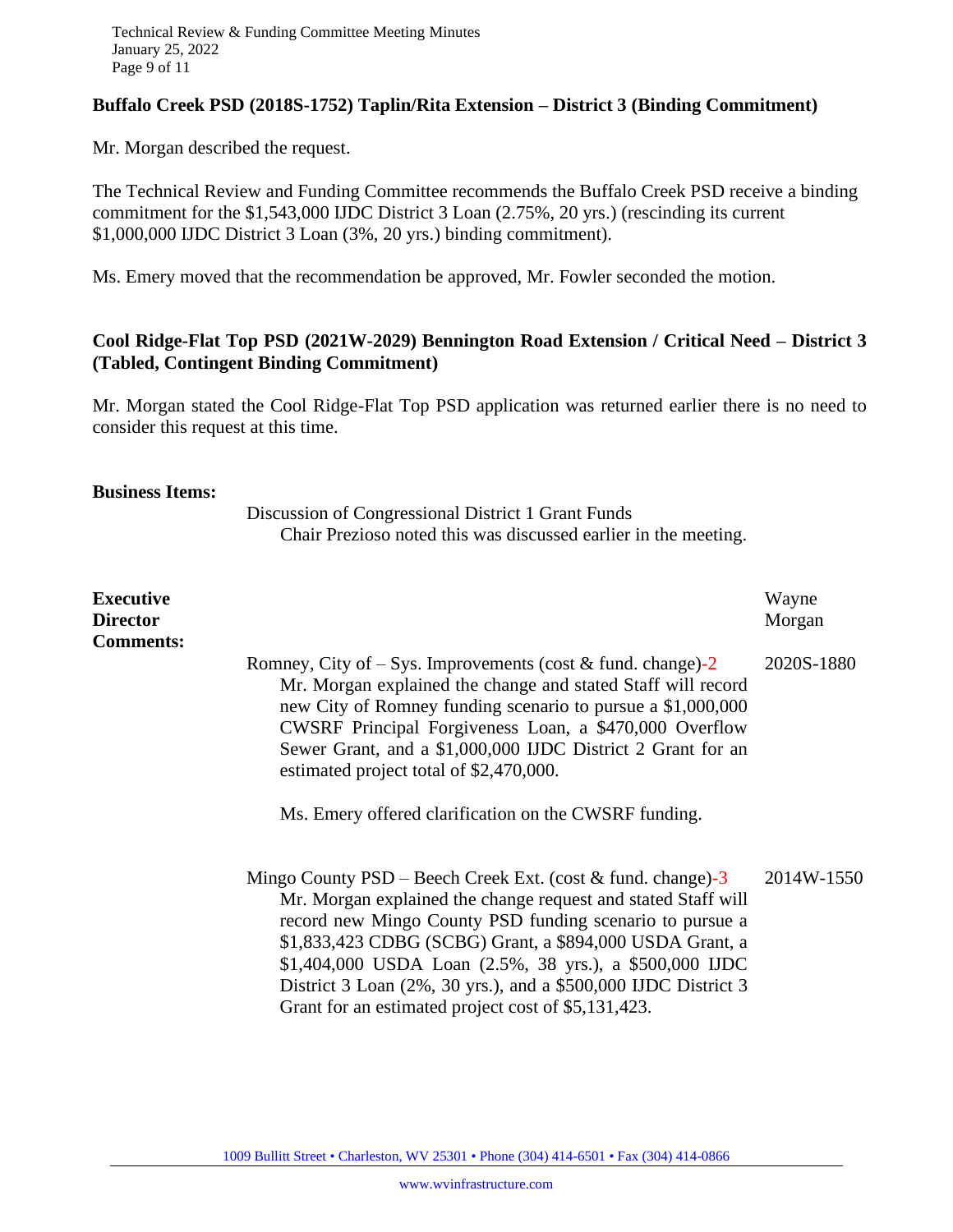**Buffalo Creek PSD (2018S-1752) Taplin/Rita Extension – District 3 (Binding Commitment)**

Mr. Morgan described the request.

The Technical Review and Funding Committee recommends the Buffalo Creek PSD receive a binding commitment for the $1,543,000 IJDC District 3 Loan (2.75%, 20 yrs.) (rescinding its current $1,000,000 IJDC District 3 Loan (3%, 20 yrs.) binding commitment).

Ms. Emery moved that the recommendation be approved, Mr. Fowler seconded the motion.

**Cool Ridge-Flat Top PSD (2021W-2029) Bennington Road Extension / Critical Need – District 3 (Tabled, Contingent Binding Commitment)**

Mr. Morgan stated the Cool Ridge-Flat Top PSD application was returned earlier there is no need to consider this request at this time.

**Business Items:**

Discussion of Congressional District 1 Grant Funds

Chair Prezioso noted this was discussed earlier in the meeting.

**Executive Director Comments:** Wayne Morgan

Romney, City of – Sys. Improvements (cost & fund. change)-2 — 2020S-1880

Mr. Morgan explained the change and stated Staff will record new City of Romney funding scenario to pursue a $1,000,000 CWSRF Principal Forgiveness Loan, a $470,000 Overflow Sewer Grant, and a $1,000,000 IJDC District 2 Grant for an estimated project total of $2,470,000.

Ms. Emery offered clarification on the CWSRF funding.

Mingo County PSD – Beech Creek Ext. (cost & fund. change)-3 — 2014W-1550

Mr. Morgan explained the change request and stated Staff will record new Mingo County PSD funding scenario to pursue a $1,833,423 CDBG (SCBG) Grant, a $894,000 USDA Grant, a $1,404,000 USDA Loan (2.5%, 38 yrs.), a $500,000 IJDC District 3 Loan (2%, 30 yrs.), and a $500,000 IJDC District 3 Grant for an estimated project cost of $5,131,423.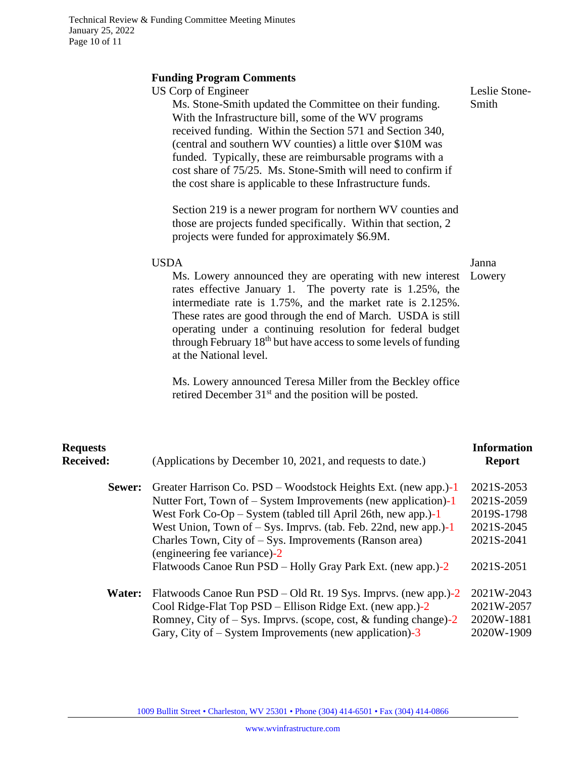## Funding Program Comments

**US Corp of Engineer** — Leslie Stone-Smith

Ms. Stone-Smith updated the Committee on their funding. With the Infrastructure bill, some of the WV programs received funding. Within the Section 571 and Section 340, (central and southern WV counties) a little over $10M was funded. Typically, these are reimbursable programs with a cost share of 75/25. Ms. Stone-Smith will need to confirm if the cost share is applicable to these Infrastructure funds.

Section 219 is a newer program for northern WV counties and those are projects funded specifically. Within that section, 2 projects were funded for approximately $6.9M.

**USDA** — Janna Lowery

Ms. Lowery announced they are operating with new interest rates effective January 1. The poverty rate is 1.25%, the intermediate rate is 1.75%, and the market rate is 2.125%. These rates are good through the end of March. USDA is still operating under a continuing resolution for federal budget through February 18th but have access to some levels of funding at the National level.

Ms. Lowery announced Teresa Miller from the Beckley office retired December 31st and the position will be posted.

## Requests Received:

(Applications by December 10, 2021, and requests to date.)

| | Request | Information Report |
|---|---|---|
| **Sewer:** | Greater Harrison Co. PSD – Woodstock Heights Ext. (new app.)-1 | 2021S-2053 |
| | Nutter Fort, Town of – System Improvements (new application)-1 | 2021S-2059 |
| | West Fork Co-Op – System (tabled till April 26th, new app.)-1 | 2019S-1798 |
| | West Union, Town of – Sys. Imprvs. (tab. Feb. 22nd, new app.)-1 | 2021S-2045 |
| | Charles Town, City of – Sys. Improvements (Ranson area) (engineering fee variance)-2 | 2021S-2041 |
| | Flatwoods Canoe Run PSD – Holly Gray Park Ext. (new app.)-2 | 2021S-2051 |
| **Water:** | Flatwoods Canoe Run PSD – Old Rt. 19 Sys. Imprvs. (new app.)-2 | 2021W-2043 |
| | Cool Ridge-Flat Top PSD – Ellison Ridge Ext. (new app.)-2 | 2021W-2057 |
| | Romney, City of – Sys. Imprvs. (scope, cost, & funding change)-2 | 2020W-1881 |
| | Gary, City of – System Improvements (new application)-3 | 2020W-1909 |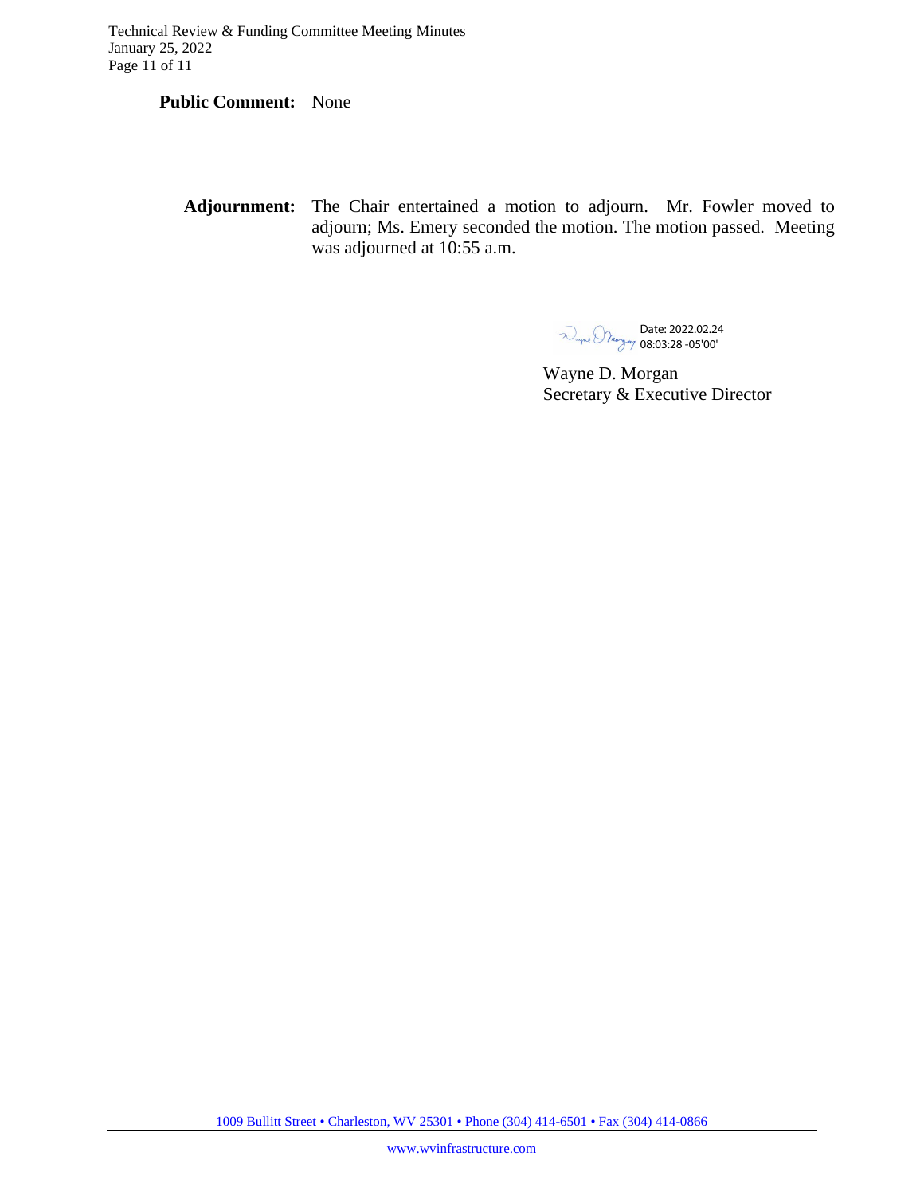**Public Comment:** None

**Adjournment:** The Chair entertained a motion to adjourn. Mr. Fowler moved to adjourn; Ms. Emery seconded the motion. The motion passed. Meeting was adjourned at 10:55 a.m.

Date: 2022.02.24 08:03:28 -05'00'

Wayne D. Morgan
Secretary & Executive Director

1009 Bullitt Street • Charleston, WV 25301 • Phone (304) 414-6501 • Fax (304) 414-0866

www.wvinfrastructure.com